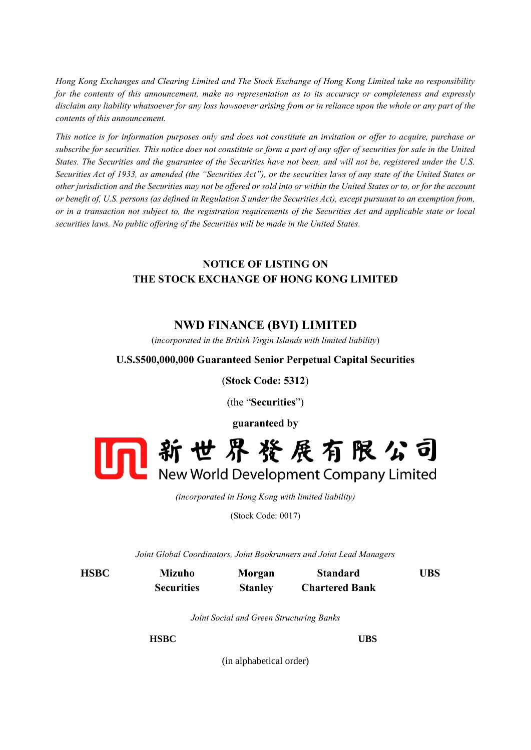*Hong Kong Exchanges and Clearing Limited and The Stock Exchange of Hong Kong Limited take no responsibility for the contents of this announcement, make no representation as to its accuracy or completeness and expressly disclaim any liability whatsoever for any loss howsoever arising from or in reliance upon the whole or any part of the contents of this announcement.*

*This notice is for information purposes only and does not constitute an invitation or offer to acquire, purchase or subscribe for securities. This notice does not constitute or form a part of any offer of securities for sale in the United States. The Securities and the guarantee of the Securities have not been, and will not be, registered under the U.S. Securities Act of 1933, as amended (the "Securities Act"), or the securities laws of any state of the United States or other jurisdiction and the Securities may not be offered or sold into or within the United States or to, or for the account or benefit of, U.S. persons (as defined in Regulation S under the Securities Act), except pursuant to an exemption from, or in a transaction not subject to, the registration requirements of the Securities Act and applicable state or local securities laws. No public offering of the Securities will be made in the United States.*

## NOTICE OF LISTING ON THE STOCK EXCHANGE OF HONG KONG LIMITED

## NWD FINANCE (BVI) LIMITED

(*incorporated in the British Virgin Islands with limited liability*)

**U.S.$500,000,000 Guaranteed Senior Perpetual Capital Securities**

(**Stock Code: 5312**)

(the "**Securities**")

**guaranteed by**

新世界發展有限公司

New World Development Company Limited

*(incorporated in Hong Kong with limited liability)*

(Stock Code: 0017)

*Joint Global Coordinators, Joint Bookrunners and Joint Lead Managers*

**HSBC** **Mizuho Securities** **Morgan Stanley** **Standard Chartered Bank** **UBS**

*Joint Social and Green Structuring Banks*

**HSBC** **UBS**

(in alphabetical order)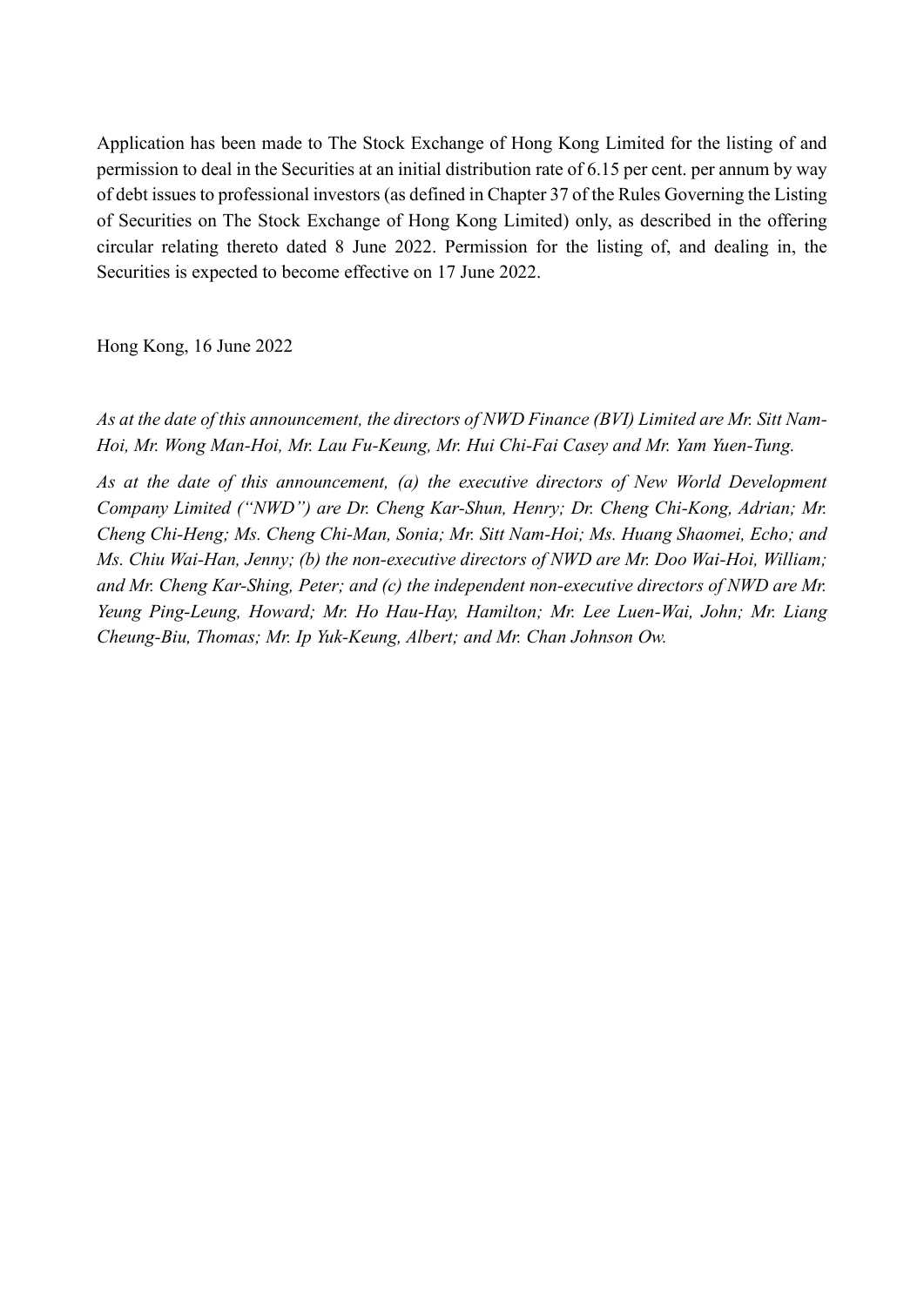Application has been made to The Stock Exchange of Hong Kong Limited for the listing of and permission to deal in the Securities at an initial distribution rate of 6.15 per cent. per annum by way of debt issues to professional investors (as defined in Chapter 37 of the Rules Governing the Listing of Securities on The Stock Exchange of Hong Kong Limited) only, as described in the offering circular relating thereto dated 8 June 2022. Permission for the listing of, and dealing in, the Securities is expected to become effective on 17 June 2022.

Hong Kong, 16 June 2022

*As at the date of this announcement, the directors of NWD Finance (BVI) Limited are Mr. Sitt Nam-Hoi, Mr. Wong Man-Hoi, Mr. Lau Fu-Keung, Mr. Hui Chi-Fai Casey and Mr. Yam Yuen-Tung.*

*As at the date of this announcement, (a) the executive directors of New World Development Company Limited ("NWD") are Dr. Cheng Kar-Shun, Henry; Dr. Cheng Chi-Kong, Adrian; Mr. Cheng Chi-Heng; Ms. Cheng Chi-Man, Sonia; Mr. Sitt Nam-Hoi; Ms. Huang Shaomei, Echo; and Ms. Chiu Wai-Han, Jenny; (b) the non-executive directors of NWD are Mr. Doo Wai-Hoi, William; and Mr. Cheng Kar-Shing, Peter; and (c) the independent non-executive directors of NWD are Mr. Yeung Ping-Leung, Howard; Mr. Ho Hau-Hay, Hamilton; Mr. Lee Luen-Wai, John; Mr. Liang Cheung-Biu, Thomas; Mr. Ip Yuk-Keung, Albert; and Mr. Chan Johnson Ow.*